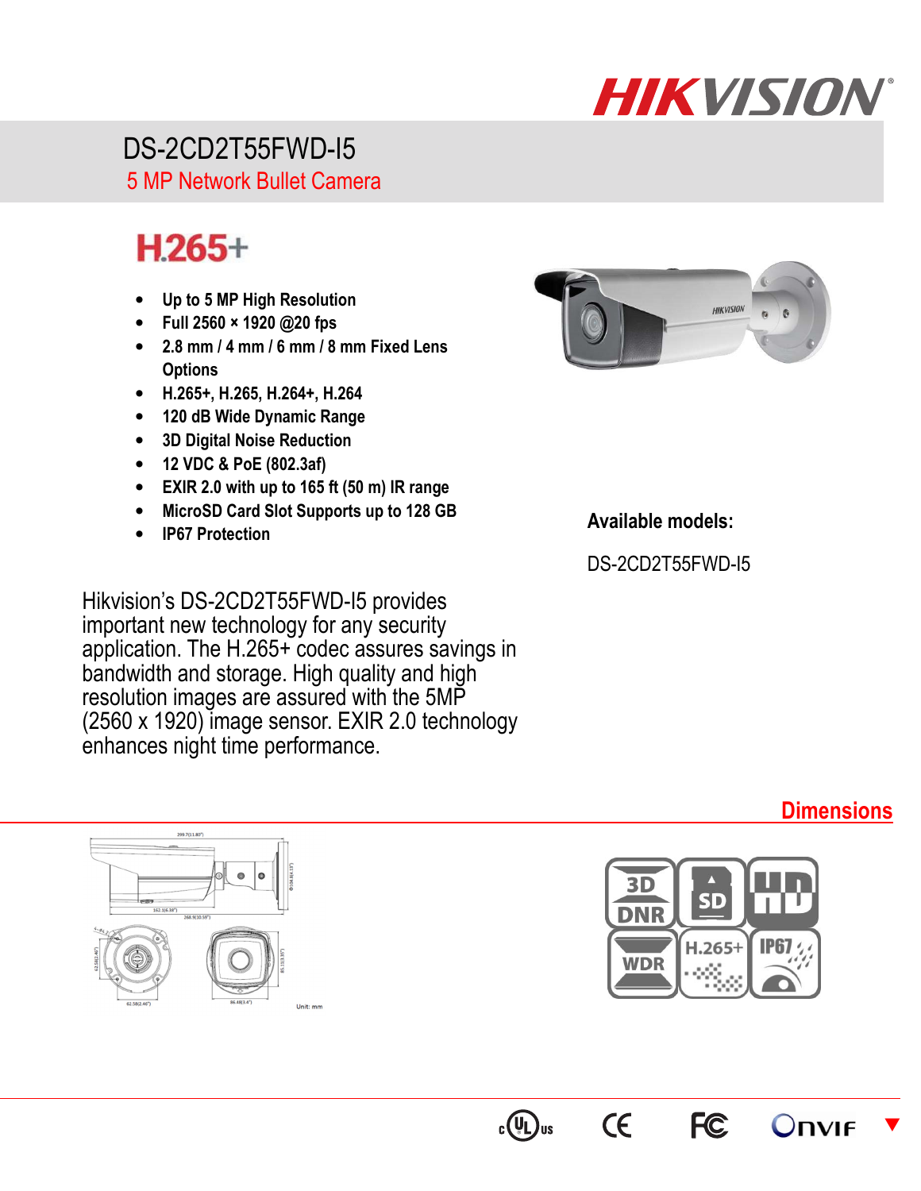# DS-2CD2T55FWD-I5

## 5 MP Network Bullet Camera

**H.265+**

- **Up to 5 MP High Resolution**
- **Full 2560 × 1920 @20 fps**
- **2.8 mm / 4 mm / 6 mm / 8 mm Fixed Lens Options**
- **H.265+, H.265, H.264+, H.264**
- **120 dB Wide Dynamic Range**
- **3D Digital Noise Reduction**
- **12 VDC & PoE (802.3af)**
- **EXIR 2.0 with up to 165 ft (50 m) IR range**
- **MicroSD Card Slot Supports up to 128 GB**
- **IP67 Protection**

**Available models:**

DS-2CD2T55FWD-I5

Hikvision's DS-2CD2T55FWD-I5 provides important new technology for any security application. The H.265+ codec assures savings in bandwidth and storage. High quality and high resolution images are assured with the 5MP (2560 x 1920) image sensor. EXIR 2.0 technology enhances night time performance.

## Dimensions

Unit: mm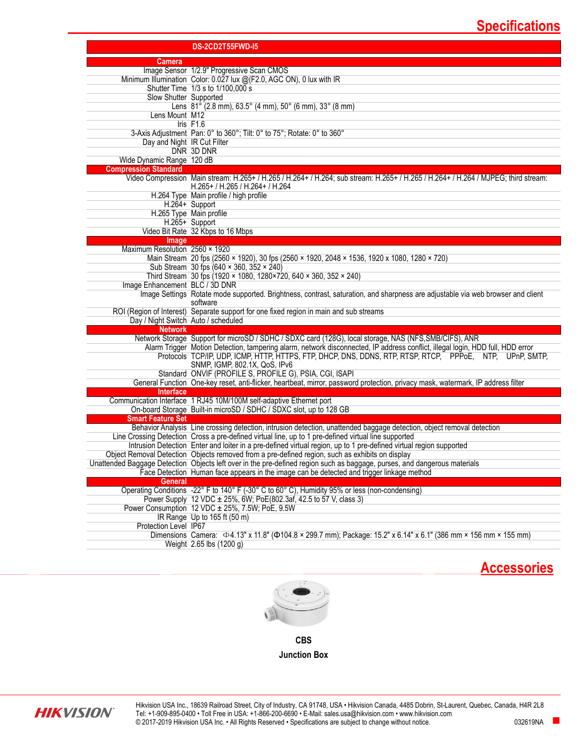## Specifications

| | DS-2CD2T55FWD-I5 |
|---|---|
| **Camera** | |
| Image Sensor | 1/2.9" Progressive Scan CMOS |
| Minimum Illumination | Color: 0.027 lux @(F2.0, AGC ON), 0 lux with IR |
| Shutter Time | 1/3 s to 1/100,000 s |
| Slow Shutter | Supported |
| Lens | 81° (2.8 mm), 63.5° (4 mm), 50° (6 mm), 33° (8 mm) |
| Lens Mount | M12 |
| Iris | F1.6 |
| 3-Axis Adjustment | Pan: 0° to 360°; Tilt: 0° to 75°; Rotate: 0° to 360° |
| Day and Night | IR Cut Filter |
| DNR | 3D DNR |
| Wide Dynamic Range | 120 dB |
| **Compression Standard** | |
| Video Compression | Main stream: H.265+ / H.265 / H.264+ / H.264; sub stream: H.265+ / H.265 / H.264+ / H.264 / MJPEG; third stream: H.265+ / H.265 / H.264+ / H.264 |
| H.264 Type | Main profile / high profile |
| H.264+ | Support |
| H.265 Type | Main profile |
| H.265+ | Support |
| Video Bit Rate | 32 Kbps to 16 Mbps |
| **Image** | |
| Maximum Resolution | 2560 × 1920 |
| Main Stream | 20 fps (2560 × 1920), 30 fps (2560 × 1920, 2048 × 1536, 1920 x 1080, 1280 × 720) |
| Sub Stream | 30 fps (640 × 360, 352 × 240) |
| Third Stream | 30 fps (1920 × 1080, 1280×720, 640 × 360, 352 × 240) |
| Image Enhancement | BLC / 3D DNR |
| Image Settings | Rotate mode supported. Brightness, contrast, saturation, and sharpness are adjustable via web browser and client software |
| ROI (Region of Interest) | Separate support for one fixed region in main and sub streams |
| Day / Night Switch | Auto / scheduled |
| **Network** | |
| Network Storage | Support for microSD / SDHC / SDXC card (128G), local storage, NAS (NFS,SMB/CIFS), ANR |
| Alarm Trigger | Motion Detection, tampering alarm, network disconnected, IP address conflict, illegal login, HDD full, HDD error |
| Protocols | TCP/IP, UDP, ICMP, HTTP, HTTPS, FTP, DHCP, DNS, DDNS, RTP, RTSP, RTCP, PPPoE, NTP, UPnP, SMTP, SNMP, IGMP, 802.1X, QoS, IPv6 |
| Standard | ONVIF (PROFILE S, PROFILE G), PSIA, CGI, ISAPI |
| General Function | One-key reset, anti-flicker, heartbeat, mirror, password protection, privacy mask, watermark, IP address filter |
| **Interface** | |
| Communication Interface | 1 RJ45 10M/100M self-adaptive Ethernet port |
| On-board Storage | Built-in microSD / SDHC / SDXC slot, up to 128 GB |
| **Smart Feature Set** | |
| Behavior Analysis | Line crossing detection, intrusion detection, unattended baggage detection, object removal detection |
| Line Crossing Detection | Cross a pre-defined virtual line, up to 1 pre-defined virtual line supported |
| Intrusion Detection | Enter and loiter in a pre-defined virtual region, up to 1 pre-defined virtual region supported |
| Object Removal Detection | Objects removed from a pre-defined region, such as exhibits on display |
| Unattended Baggage Detection | Objects left over in the pre-defined region such as baggage, purses, and dangerous materials |
| Face Detection | Human face appears in the image can be detected and trigger linkage method |
| **General** | |
| Operating Conditions | -22° F to 140° F (-30° C to 60° C), Humidity 95% or less (non-condensing) |
| Power Supply | 12 VDC ± 25%, 6W; PoE(802.3af, 42.5 to 57 V, class 3) |
| Power Consumption | 12 VDC ± 25%, 7.5W; PoE, 9.5W |
| IR Range | Up to 165 ft (50 m) |
| Protection Level | IP67 |
| Dimensions | Camera: Φ4.13" x 11.8" (Φ104.8 × 299.7 mm); Package: 15.2" x 6.14" x 6.1" (386 mm × 156 mm × 155 mm) |
| Weight | 2.65 lbs (1200 g) |

## Accessories

**CBS**

**Junction Box**

Hikvision USA Inc., 18639 Railroad Street, City of Industry, CA 91748, USA • Hikvision Canada, 4485 Dobrin, St-Laurent, Quebec, Canada, H4R 2L8
Tel: +1-909-895-0400 • Toll Free in USA: +1-866-200-6690 • E-Mail: sales.usa@hikvision.com • www.hikvision.com
© 2017-2019 Hikvision USA Inc. • All Rights Reserved • Specifications are subject to change without notice.

032619NA